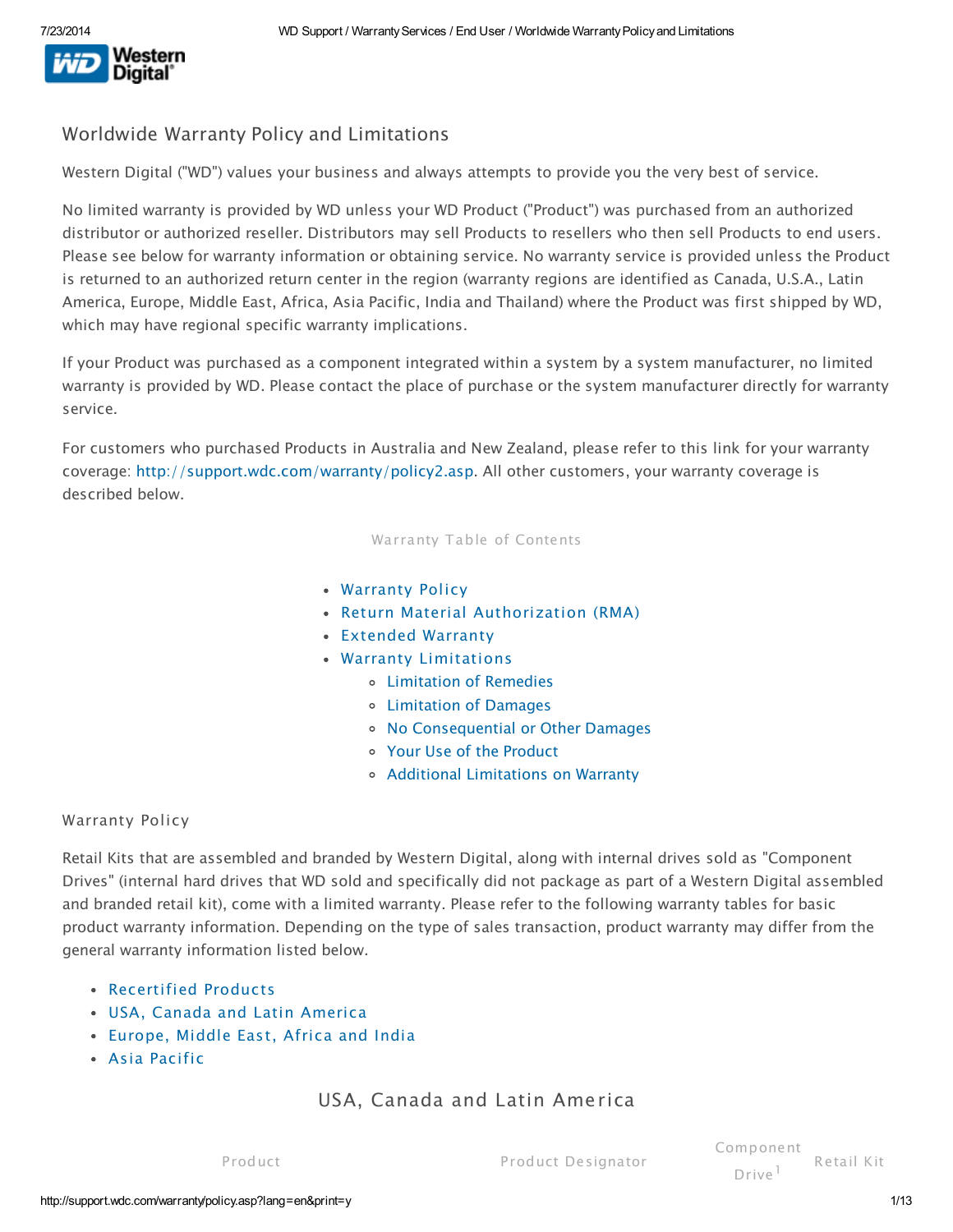# Worldwide Warranty Policy and Limitations

Western Digital ("WD") values your business and always attempts to provide you the very best of service.

No limited warranty is provided by WD unless your WD Product ("Product") was purchased from an authorized distributor or authorized reseller. Distributors may sell Products to resellers who then sell Products to end users. Please see below for warranty information or obtaining service. No warranty service is provided unless the Product is returned to an authorized return center in the region (warranty regions are identified as Canada, U.S.A., Latin America, Europe, Middle East, Africa, Asia Pacific, India and Thailand) where the Product was first shipped by WD, which may have regional specific warranty implications.

If your Product was purchased as a component integrated within a system by a system manufacturer, no limited warranty is provided by WD. Please contact the place of purchase or the system manufacturer directly for warranty service.

For customers who purchased Products in Australia and New Zealand, please refer to this link for your warranty coverage: http://support.wdc.com/warranty/policy2.asp. All other customers, your warranty coverage is described below.

Warranty Table of Contents

- Warranty Policy
- Return Material Authorization (RMA)
- Extended Warranty
- Warranty Limitations
  - Limitation of Remedies
  - Limitation of Damages
  - No Consequential or Other Damages
  - Your Use of the Product
  - Additional Limitations on Warranty

## Warranty Policy

Retail Kits that are assembled and branded by Western Digital, along with internal drives sold as "Component Drives" (internal hard drives that WD sold and specifically did not package as part of a Western Digital assembled and branded retail kit), come with a limited warranty. Please refer to the following warranty tables for basic product warranty information. Depending on the type of sales transaction, product warranty may differ from the general warranty information listed below.

- Recertified Products
- USA, Canada and Latin America
- Europe, Middle East, Africa and India
- Asia Pacific

## USA, Canada and Latin America

| Product | Product Designator | Component Drive[1] | Retail Kit |
|---|---|---|---|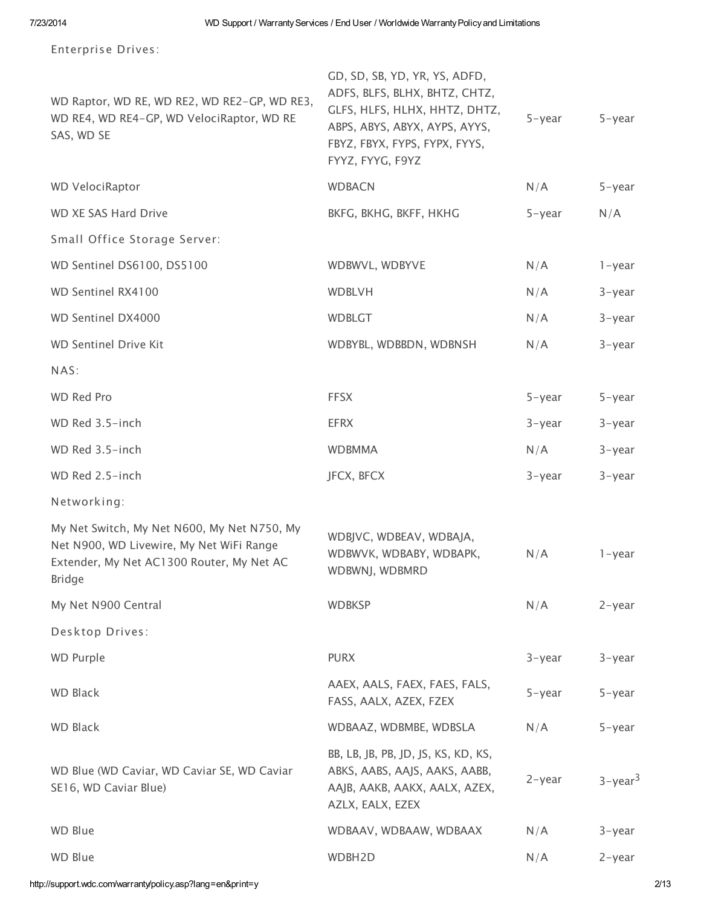| | | | |
|---|---|---|---|
| Enterprise Drives: | | | |
| WD Raptor, WD RE, WD RE2, WD RE2-GP, WD RE3, WD RE4, WD RE4-GP, WD VelociRaptor, WD RE SAS, WD SE | GD, SD, SB, YD, YR, YS, ADFD, ADFS, BLFS, BLHX, BHTZ, CHTZ, GLFS, HLFS, HLHX, HHTZ, DHTZ, ABPS, ABYS, ABYX, AYPS, AYYS, FBYZ, FBYX, FYPS, FYPX, FYYS, FYYZ, FYYG, F9YZ | 5-year | 5-year |
| WD VelociRaptor | WDBACN | N/A | 5-year |
| WD XE SAS Hard Drive | BKFG, BKHG, BKFF, HKHG | 5-year | N/A |
| Small Office Storage Server: | | | |
| WD Sentinel DS6100, DS5100 | WDBWVL, WDBYVE | N/A | 1-year |
| WD Sentinel RX4100 | WDBLVH | N/A | 3-year |
| WD Sentinel DX4000 | WDBLGT | N/A | 3-year |
| WD Sentinel Drive Kit | WDBYBL, WDBBDN, WDBNSH | N/A | 3-year |
| NAS: | | | |
| WD Red Pro | FFSX | 5-year | 5-year |
| WD Red 3.5-inch | EFRX | 3-year | 3-year |
| WD Red 3.5-inch | WDBMMA | N/A | 3-year |
| WD Red 2.5-inch | JFCX, BFCX | 3-year | 3-year |
| Networking: | | | |
| My Net Switch, My Net N600, My Net N750, My Net N900, WD Livewire, My Net WiFi Range Extender, My Net AC1300 Router, My Net AC Bridge | WDBJVC, WDBEAV, WDBAJA, WDBWVK, WDBABY, WDBAPK, WDBWNJ, WDBMRD | N/A | 1-year |
| My Net N900 Central | WDBKSP | N/A | 2-year |
| Desktop Drives: | | | |
| WD Purple | PURX | 3-year | 3-year |
| WD Black | AAEX, AALS, FAEX, FAES, FALS, FASS, AALX, AZEX, FZEX | 5-year | 5-year |
| WD Black | WDBAAZ, WDBMBE, WDBSLA | N/A | 5-year |
| WD Blue (WD Caviar, WD Caviar SE, WD Caviar SE16, WD Caviar Blue) | BB, LB, JB, PB, JD, JS, KS, KD, KS, ABKS, AABS, AAJS, AAKS, AABB, AAJB, AAKB, AAKX, AALX, AZEX, AZLX, EALX, EZEX | 2-year | 3-year[3] |
| WD Blue | WDBAAV, WDBAAW, WDBAAX | N/A | 3-year |
| WD Blue | WDBH2D | N/A | 2-year |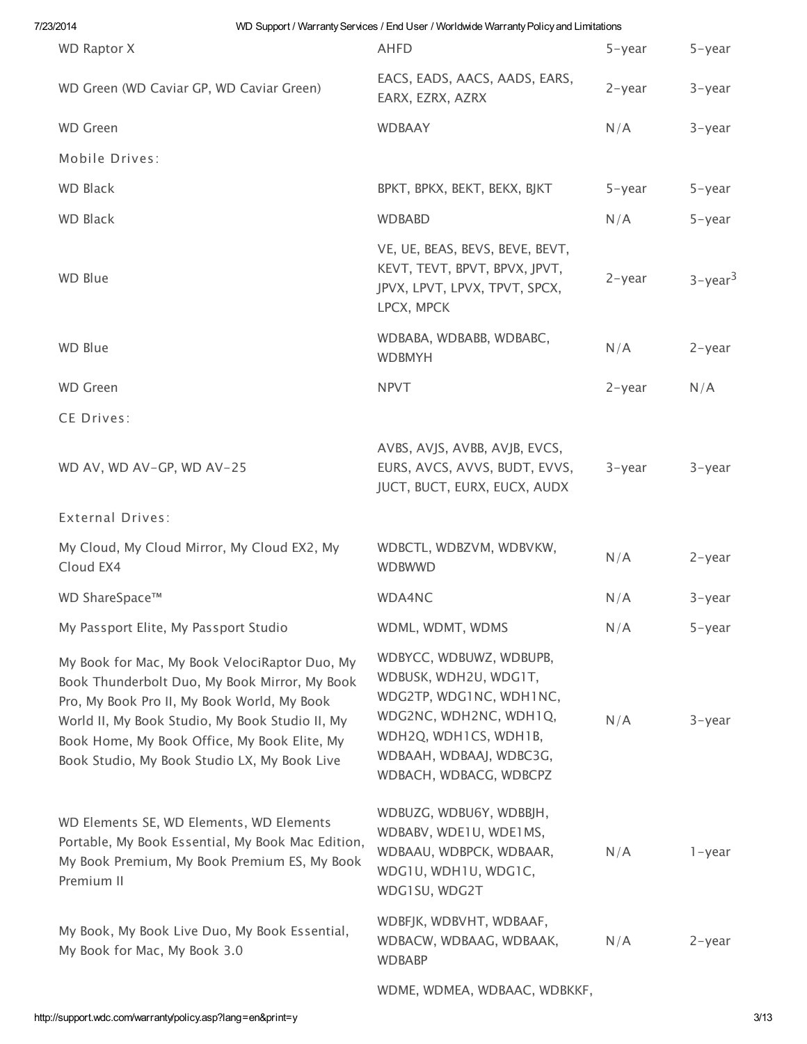| | | | |
|---|---|---|---|
| WD Raptor X | AHFD | 5-year | 5-year |
| WD Green (WD Caviar GP, WD Caviar Green) | EACS, EADS, AACS, AADS, EARS, EARX, EZRX, AZRX | 2-year | 3-year |
| WD Green | WDBAAY | N/A | 3-year |
| Mobile Drives: | | | |
| WD Black | BPKT, BPKX, BEKT, BEKX, BJKT | 5-year | 5-year |
| WD Black | WDBABD | N/A | 5-year |
| WD Blue | VE, UE, BEAS, BEVS, BEVE, BEVT, KEVT, TEVT, BPVT, BPVX, JPVT, JPVX, LPVT, LPVX, TPVT, SPCX, LPCX, MPCK | 2-year | 3-year[3] |
| WD Blue | WDBABA, WDBABB, WDBABC, WDBMYH | N/A | 2-year |
| WD Green | NPVT | 2-year | N/A |
| CE Drives: | | | |
| WD AV, WD AV-GP, WD AV-25 | AVBS, AVJS, AVBB, AVJB, EVCS, EURS, AVCS, AVVS, BUDT, EVVS, JUCT, BUCT, EURX, EUCX, AUDX | 3-year | 3-year |
| External Drives: | | | |
| My Cloud, My Cloud Mirror, My Cloud EX2, My Cloud EX4 | WDBCTL, WDBZVM, WDBVKW, WDBWWD | N/A | 2-year |
| WD ShareSpace™ | WDA4NC | N/A | 3-year |
| My Passport Elite, My Passport Studio | WDML, WDMT, WDMS | N/A | 5-year |
| My Book for Mac, My Book VelociRaptor Duo, My Book Thunderbolt Duo, My Book Mirror, My Book Pro, My Book Pro II, My Book World, My Book World II, My Book Studio, My Book Studio II, My Book Home, My Book Office, My Book Elite, My Book Studio, My Book Studio LX, My Book Live | WDBYCC, WDBUWZ, WDBUPB, WDBUSK, WDH2U, WDG1T, WDG2TP, WDG1NC, WDH1NC, WDG2NC, WDH2NC, WDH1Q, WDH2Q, WDH1CS, WDH1B, WDBAAH, WDBAAJ, WDBC3G, WDBACH, WDBACG, WDBCPZ | N/A | 3-year |
| WD Elements SE, WD Elements, WD Elements Portable, My Book Essential, My Book Mac Edition, My Book Premium, My Book Premium ES, My Book Premium II | WDBUZG, WDBU6Y, WDBBJH, WDBABV, WDE1U, WDE1MS, WDBAAU, WDBPCK, WDBAAR, WDG1U, WDH1U, WDG1C, WDG1SU, WDG2T | N/A | 1-year |
| My Book, My Book Live Duo, My Book Essential, My Book for Mac, My Book 3.0 | WDBFJK, WDBVHT, WDBAAF, WDBACW, WDBAAG, WDBAAK, WDBABP | N/A | 2-year |
| | WDME, WDMEA, WDBAAC, WDBKKF, | | |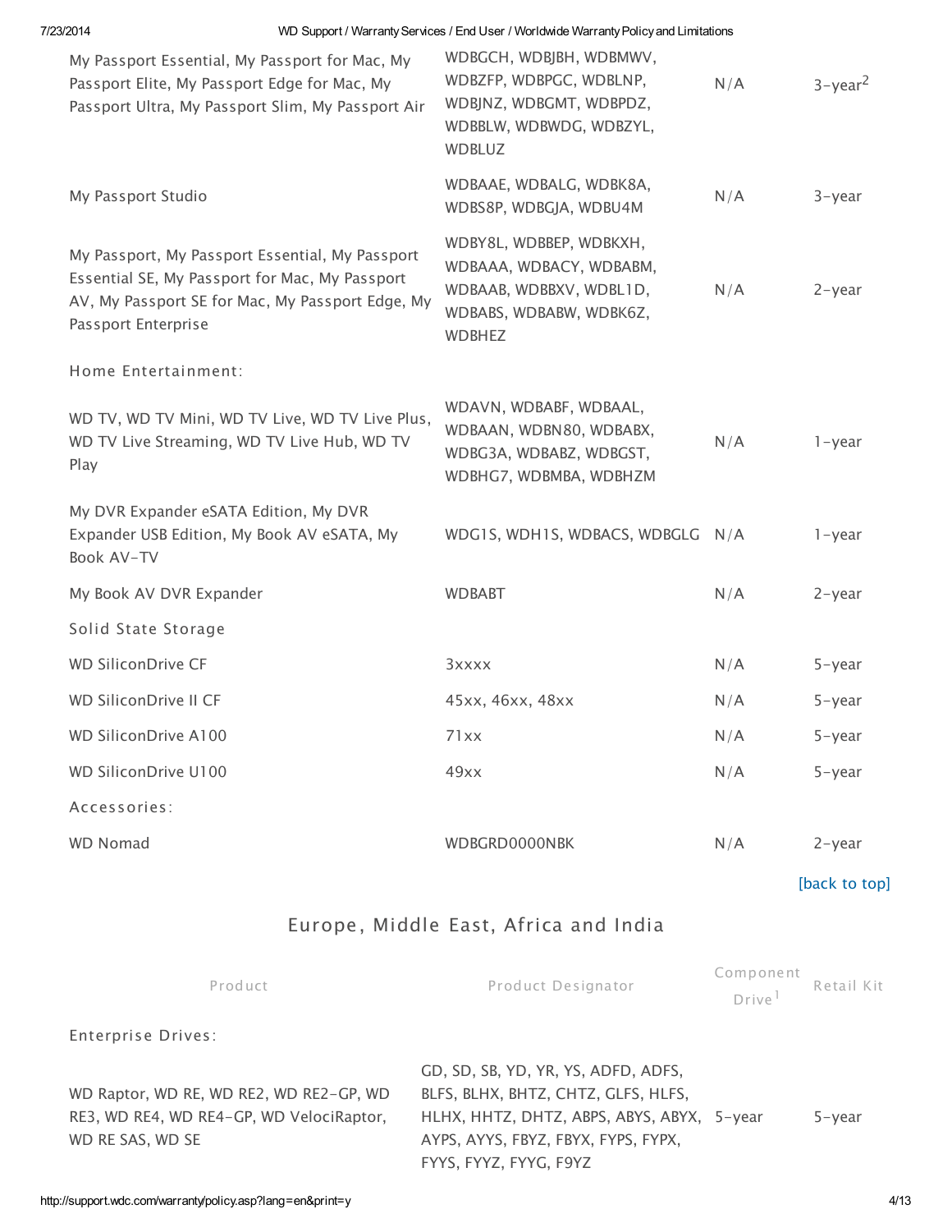| | | | |
|---|---|---|---|
| My Passport Essential, My Passport for Mac, My Passport Elite, My Passport Edge for Mac, My Passport Ultra, My Passport Slim, My Passport Air | WDBGCH, WDBJBH, WDBMWV, WDBZFP, WDBPGC, WDBLNP, WDBJNZ, WDBGMT, WDBPDZ, WDBBLW, WDBWDG, WDBZYL, WDBLUZ | N/A | 3-year[2] |
| My Passport Studio | WDBAAE, WDBALG, WDBK8A, WDBS8P, WDBGJA, WDBU4M | N/A | 3-year |
| My Passport, My Passport Essential, My Passport Essential SE, My Passport for Mac, My Passport AV, My Passport SE for Mac, My Passport Edge, My Passport Enterprise | WDBY8L, WDBBEP, WDBKXH, WDBAAA, WDBACY, WDBABM, WDBAAB, WDBBXV, WDBL1D, WDBABS, WDBABW, WDBK6Z, WDBHEZ | N/A | 2-year |
| Home Entertainment: | | | |
| WD TV, WD TV Mini, WD TV Live, WD TV Live Plus, WD TV Live Streaming, WD TV Live Hub, WD TV Play | WDAVN, WDBABF, WDBAAL, WDBAAN, WDBN80, WDBABX, WDBG3A, WDBABZ, WDBGST, WDBHG7, WDBMBA, WDBHZM | N/A | 1-year |
| My DVR Expander eSATA Edition, My DVR Expander USB Edition, My Book AV eSATA, My Book AV-TV | WDG1S, WDH1S, WDBACS, WDBGLG | N/A | 1-year |
| My Book AV DVR Expander | WDBABT | N/A | 2-year |
| Solid State Storage | | | |
| WD SiliconDrive CF | 3xxxx | N/A | 5-year |
| WD SiliconDrive II CF | 45xx, 46xx, 48xx | N/A | 5-year |
| WD SiliconDrive A100 | 71xx | N/A | 5-year |
| WD SiliconDrive U100 | 49xx | N/A | 5-year |
| Accessories: | | | |
| WD Nomad | WDBGRD0000NBK | N/A | 2-year |

[back to top]

## Europe, Middle East, Africa and India

| Product | Product Designator | Component Drive[1] | Retail Kit |
|---|---|---|---|
| Enterprise Drives: | | | |
| WD Raptor, WD RE, WD RE2, WD RE2-GP, WD RE3, WD RE4, WD RE4-GP, WD VelociRaptor, WD RE SAS, WD SE | GD, SD, SB, YD, YR, YS, ADFD, ADFS, BLFS, BLHX, BHTZ, CHTZ, GLFS, HLFS, HLHX, HHTZ, DHTZ, ABPS, ABYS, ABYX, AYPS, AYYS, FBYZ, FBYX, FYPS, FYPX, FYYS, FYYZ, FYYG, F9YZ | 5-year | 5-year |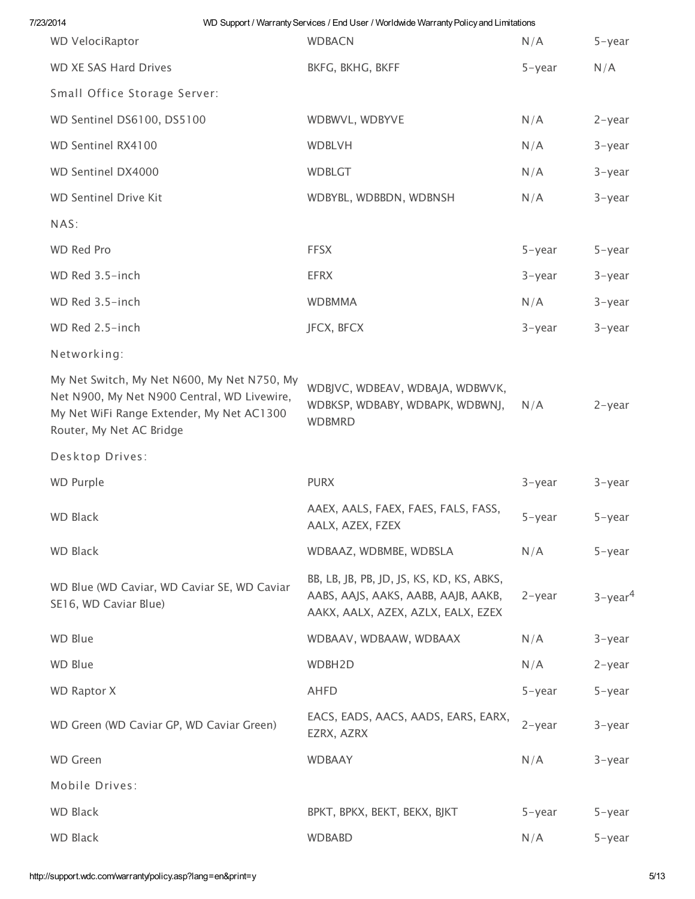| | | | |
|---|---|---|---|
| WD VelociRaptor | WDBACN | N/A | 5-year |
| WD XE SAS Hard Drives | BKFG, BKHG, BKFF | 5-year | N/A |
| Small Office Storage Server: | | | |
| WD Sentinel DS6100, DS5100 | WDBWVL, WDBYVE | N/A | 2-year |
| WD Sentinel RX4100 | WDBLVH | N/A | 3-year |
| WD Sentinel DX4000 | WDBLGT | N/A | 3-year |
| WD Sentinel Drive Kit | WDBYBL, WDBBDN, WDBNSH | N/A | 3-year |
| NAS: | | | |
| WD Red Pro | FFSX | 5-year | 5-year |
| WD Red 3.5-inch | EFRX | 3-year | 3-year |
| WD Red 3.5-inch | WDBMMA | N/A | 3-year |
| WD Red 2.5-inch | JFCX, BFCX | 3-year | 3-year |
| Networking: | | | |
| My Net Switch, My Net N600, My Net N750, My Net N900, My Net N900 Central, WD Livewire, My Net WiFi Range Extender, My Net AC1300 Router, My Net AC Bridge | WDBJVC, WDBEAV, WDBAJA, WDBWVK, WDBKSP, WDBABY, WDBAPK, WDBWNJ, WDBMRD | N/A | 2-year |
| Desktop Drives: | | | |
| WD Purple | PURX | 3-year | 3-year |
| WD Black | AAEX, AALS, FAEX, FAES, FALS, FASS, AALX, AZEX, FZEX | 5-year | 5-year |
| WD Black | WDBAAZ, WDBMBE, WDBSLA | N/A | 5-year |
| WD Blue (WD Caviar, WD Caviar SE, WD Caviar SE16, WD Caviar Blue) | BB, LB, JB, PB, JD, JS, KS, KD, KS, ABKS, AABS, AAJS, AAKS, AABB, AAJB, AAKB, AAKX, AALX, AZEX, AZLX, EALX, EZEX | 2-year | 3-year[4] |
| WD Blue | WDBAAV, WDBAAW, WDBAAX | N/A | 3-year |
| WD Blue | WDBH2D | N/A | 2-year |
| WD Raptor X | AHFD | 5-year | 5-year |
| WD Green (WD Caviar GP, WD Caviar Green) | EACS, EADS, AACS, AADS, EARS, EARX, EZRX, AZRX | 2-year | 3-year |
| WD Green | WDBAAY | N/A | 3-year |
| Mobile Drives: | | | |
| WD Black | BPKT, BPKX, BEKT, BEKX, BJKT | 5-year | 5-year |
| WD Black | WDBABD | N/A | 5-year |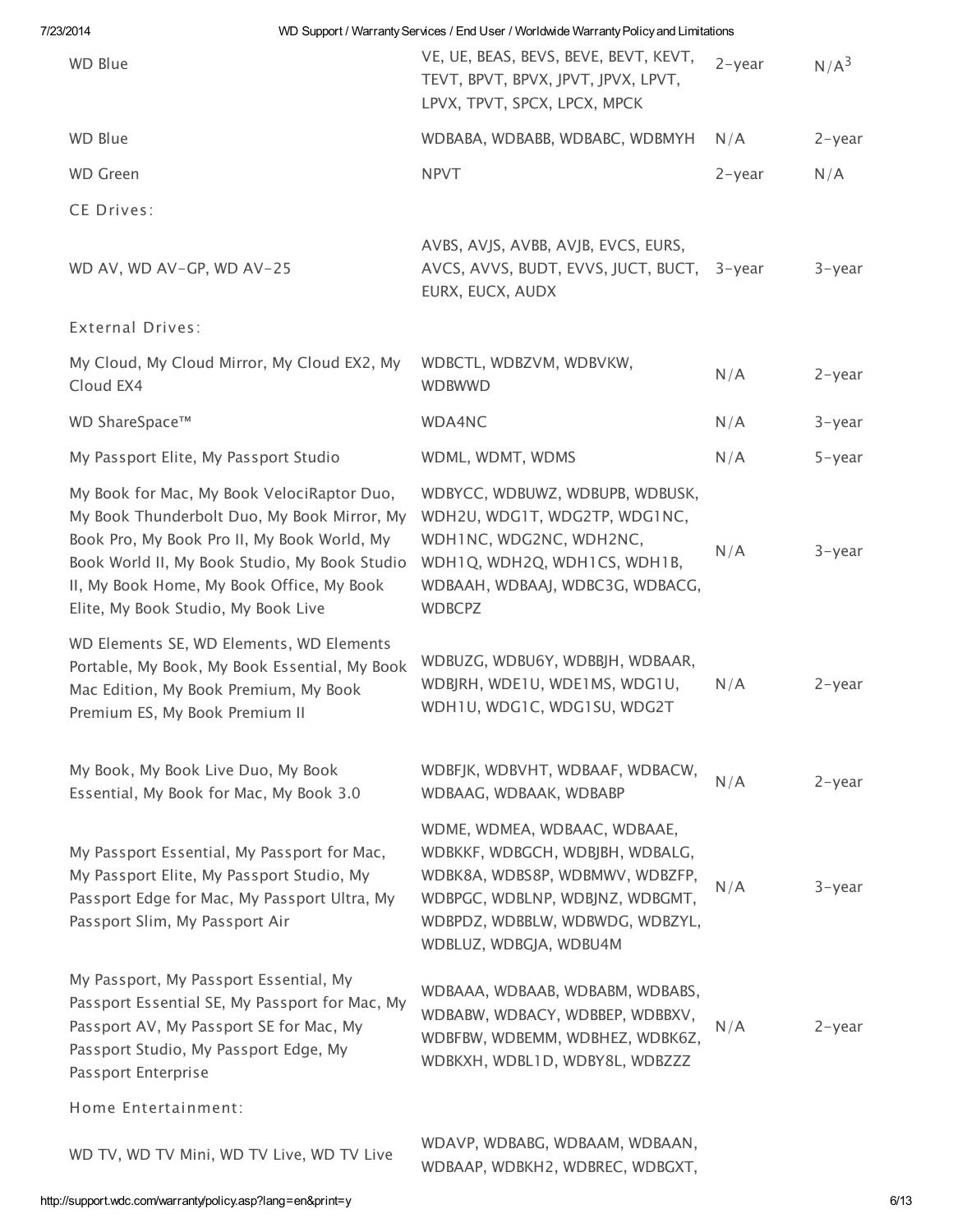| | | | |
|---|---|---|---|
| WD Blue | VE, UE, BEAS, BEVS, BEVE, BEVT, KEVT, TEVT, BPVT, BPVX, JPVT, JPVX, LPVT, LPVX, TPVT, SPCX, LPCX, MPCK | 2-year | N/A[3] |
| WD Blue | WDBABA, WDBABB, WDBABC, WDBMYH | N/A | 2-year |
| WD Green | NPVT | 2-year | N/A |
| CE Drives: | | | |
| WD AV, WD AV-GP, WD AV-25 | AVBS, AVJS, AVBB, AVJB, EVCS, EURS, AVCS, AVVS, BUDT, EVVS, JUCT, BUCT, EURX, EUCX, AUDX | 3-year | 3-year |
| External Drives: | | | |
| My Cloud, My Cloud Mirror, My Cloud EX2, My Cloud EX4 | WDBCTL, WDBZVM, WDBVKW, WDBWWD | N/A | 2-year |
| WD ShareSpace™ | WDA4NC | N/A | 3-year |
| My Passport Elite, My Passport Studio | WDML, WDMT, WDMS | N/A | 5-year |
| My Book for Mac, My Book VelociRaptor Duo, My Book Thunderbolt Duo, My Book Mirror, My Book Pro, My Book Pro II, My Book World, My Book World II, My Book Studio, My Book Studio II, My Book Home, My Book Office, My Book Elite, My Book Studio, My Book Live | WDBYCC, WDBUWZ, WDBUPB, WDBUSK, WDH2U, WDG1T, WDG2TP, WDG1NC, WDH1NC, WDG2NC, WDH2NC, WDH1Q, WDH2Q, WDH1CS, WDH1B, WDBAAH, WDBAAJ, WDBC3G, WDBACG, WDBCPZ | N/A | 3-year |
| WD Elements SE, WD Elements, WD Elements Portable, My Book, My Book Essential, My Book Mac Edition, My Book Premium, My Book Premium ES, My Book Premium II | WDBUZG, WDBU6Y, WDBBJH, WDBAAR, WDBJRH, WDE1U, WDE1MS, WDG1U, WDH1U, WDG1C, WDG1SU, WDG2T | N/A | 2-year |
| My Book, My Book Live Duo, My Book Essential, My Book for Mac, My Book 3.0 | WDBFJK, WDBVHT, WDBAAF, WDBACW, WDBAAG, WDBAAK, WDBABP | N/A | 2-year |
| My Passport Essential, My Passport for Mac, My Passport Elite, My Passport Studio, My Passport Edge for Mac, My Passport Ultra, My Passport Slim, My Passport Air | WDME, WDMEA, WDBAAC, WDBAAE, WDBKKF, WDBGCH, WDBJBH, WDBALG, WDBK8A, WDBS8P, WDBMWV, WDBZFP, WDBPGC, WDBLNP, WDBJNZ, WDBGMT, WDBPDZ, WDBBLW, WDBWDG, WDBZYL, WDBLUZ, WDBGJA, WDBU4M | N/A | 3-year |
| My Passport, My Passport Essential, My Passport Essential SE, My Passport for Mac, My Passport AV, My Passport SE for Mac, My Passport Studio, My Passport Edge, My Passport Enterprise | WDBAAA, WDBAAB, WDBABM, WDBABS, WDBABW, WDBACY, WDBBEP, WDBBXV, WDBFBW, WDBEMM, WDBHEZ, WDBK6Z, WDBKXH, WDBL1D, WDBY8L, WDBZZZ | N/A | 2-year |
| Home Entertainment: | | | |
| WD TV, WD TV Mini, WD TV Live, WD TV Live | WDAVP, WDBABG, WDBAAM, WDBAAN, WDBAAP, WDBKH2, WDBREC, WDBGXT, | | |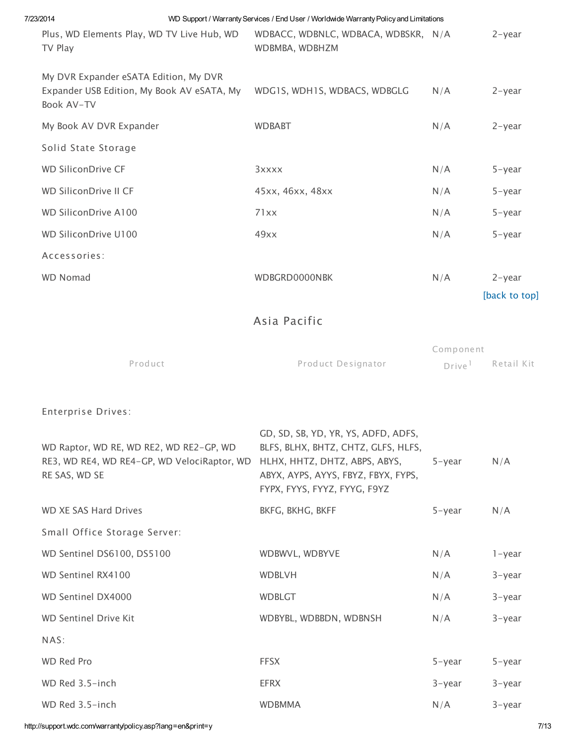| | | | |
|---|---|---|---|
| Plus, WD Elements Play, WD TV Live Hub, WD TV Play | WDBACC, WDBNLC, WDBACA, WDBSKR, WDBMBA, WDBHZM | N/A | 2-year |
| My DVR Expander eSATA Edition, My DVR Expander USB Edition, My Book AV eSATA, My Book AV-TV | WDG1S, WDH1S, WDBACS, WDBGLG | N/A | 2-year |
| My Book AV DVR Expander | WDBABT | N/A | 2-year |
| Solid State Storage | | | |
| WD SiliconDrive CF | 3xxxx | N/A | 5-year |
| WD SiliconDrive II CF | 45xx, 46xx, 48xx | N/A | 5-year |
| WD SiliconDrive A100 | 71xx | N/A | 5-year |
| WD SiliconDrive U100 | 49xx | N/A | 5-year |
| Accessories: | | | |
| WD Nomad | WDBGRD0000NBK | N/A | 2-year |

[back to top]

## Asia Pacific

| Product | Product Designator | Component Drive[1] | Retail Kit |
|---|---|---|---|
| Enterprise Drives: | | | |
| WD Raptor, WD RE, WD RE2, WD RE2-GP, WD RE3, WD RE4, WD RE4-GP, WD VelociRaptor, WD RE SAS, WD SE | GD, SD, SB, YD, YR, YS, ADFD, ADFS, BLFS, BLHX, BHTZ, CHTZ, GLFS, HLFS, HLHX, HHTZ, DHTZ, ABPS, ABYS, ABYX, AYPS, AYYS, FBYZ, FBYX, FYPS, FYPX, FYYS, FYYZ, FYYG, F9YZ | 5-year | N/A |
| WD XE SAS Hard Drives | BKFG, BKHG, BKFF | 5-year | N/A |
| Small Office Storage Server: | | | |
| WD Sentinel DS6100, DS5100 | WDBWVL, WDBYVE | N/A | 1-year |
| WD Sentinel RX4100 | WDBLVH | N/A | 3-year |
| WD Sentinel DX4000 | WDBLGT | N/A | 3-year |
| WD Sentinel Drive Kit | WDBYBL, WDBBDN, WDBNSH | N/A | 3-year |
| NAS: | | | |
| WD Red Pro | FFSX | 5-year | 5-year |
| WD Red 3.5-inch | EFRX | 3-year | 3-year |
| WD Red 3.5-inch | WDBMMA | N/A | 3-year |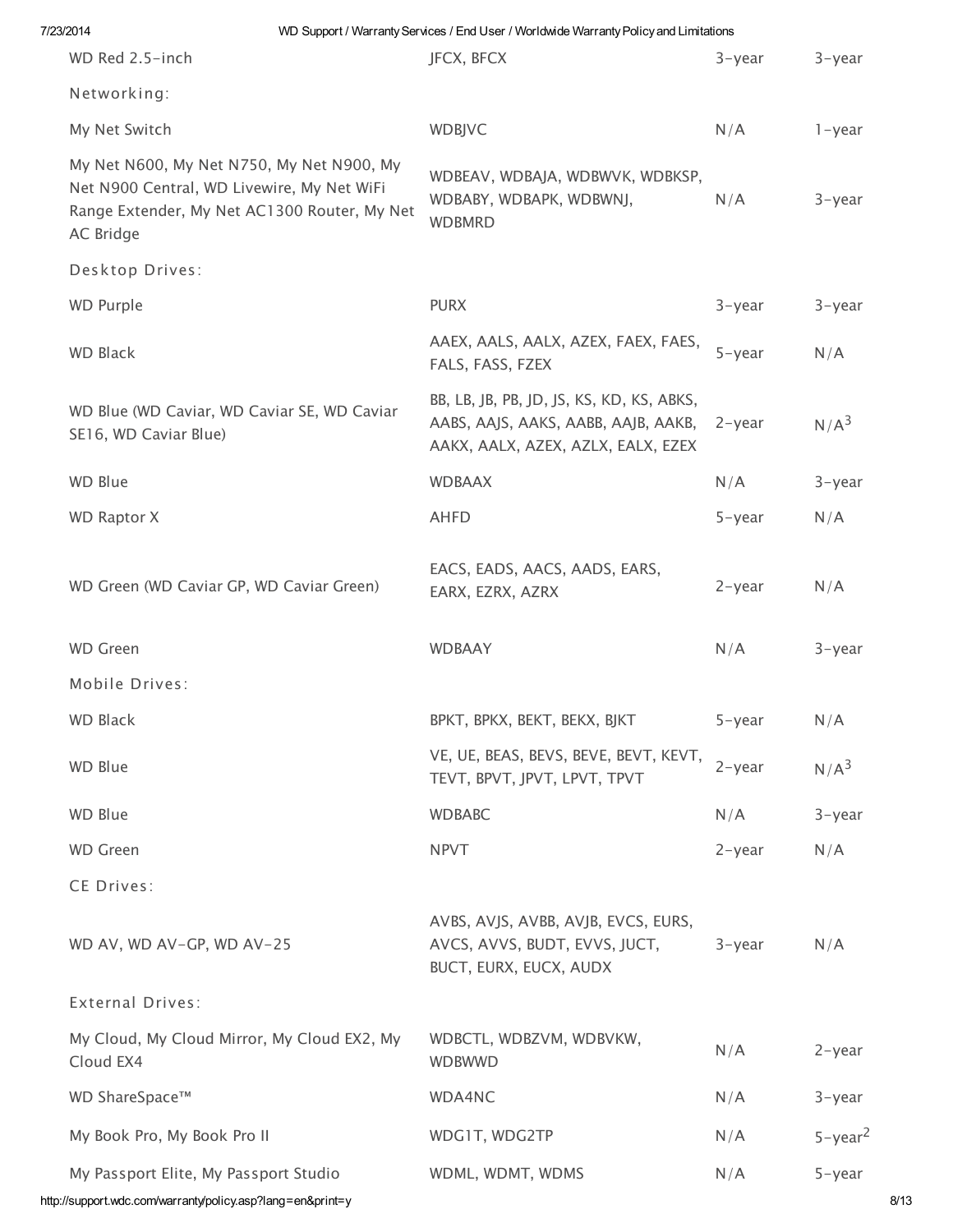| | | | |
|---|---|---|---|
| WD Red 2.5-inch | JFCX, BFCX | 3-year | 3-year |
| Networking: | | | |
| My Net Switch | WDBJVC | N/A | 1-year |
| My Net N600, My Net N750, My Net N900, My Net N900 Central, WD Livewire, My Net WiFi Range Extender, My Net AC1300 Router, My Net AC Bridge | WDBEAV, WDBAJA, WDBWVK, WDBKSP, WDBABY, WDBAPK, WDBWNJ, WDBMRD | N/A | 3-year |
| Desktop Drives: | | | |
| WD Purple | PURX | 3-year | 3-year |
| WD Black | AAEX, AALS, AALX, AZEX, FAEX, FAES, FALS, FASS, FZEX | 5-year | N/A |
| WD Blue (WD Caviar, WD Caviar SE, WD Caviar SE16, WD Caviar Blue) | BB, LB, JB, PB, JD, JS, KS, KD, KS, ABKS, AABS, AAJS, AAKS, AABB, AAJB, AAKB, AAKX, AALX, AZEX, AZLX, EALX, EZEX | 2-year | N/A[3] |
| WD Blue | WDBAAX | N/A | 3-year |
| WD Raptor X | AHFD | 5-year | N/A |
| WD Green (WD Caviar GP, WD Caviar Green) | EACS, EADS, AACS, AADS, EARS, EARX, EZRX, AZRX | 2-year | N/A |
| WD Green | WDBAAY | N/A | 3-year |
| Mobile Drives: | | | |
| WD Black | BPKT, BPKX, BEKT, BEKX, BJKT | 5-year | N/A |
| WD Blue | VE, UE, BEAS, BEVS, BEVE, BEVT, KEVT, TEVT, BPVT, JPVT, LPVT, TPVT | 2-year | N/A[3] |
| WD Blue | WDBABC | N/A | 3-year |
| WD Green | NPVT | 2-year | N/A |
| CE Drives: | | | |
| WD AV, WD AV-GP, WD AV-25 | AVBS, AVJS, AVBB, AVJB, EVCS, EURS, AVCS, AVVS, BUDT, EVVS, JUCT, BUCT, EURX, EUCX, AUDX | 3-year | N/A |
| External Drives: | | | |
| My Cloud, My Cloud Mirror, My Cloud EX2, My Cloud EX4 | WDBCTL, WDBZVM, WDBVKW, WDBWWD | N/A | 2-year |
| WD ShareSpace™ | WDA4NC | N/A | 3-year |
| My Book Pro, My Book Pro II | WDG1T, WDG2TP | N/A | 5-year[2] |
| My Passport Elite, My Passport Studio | WDML, WDMT, WDMS | N/A | 5-year |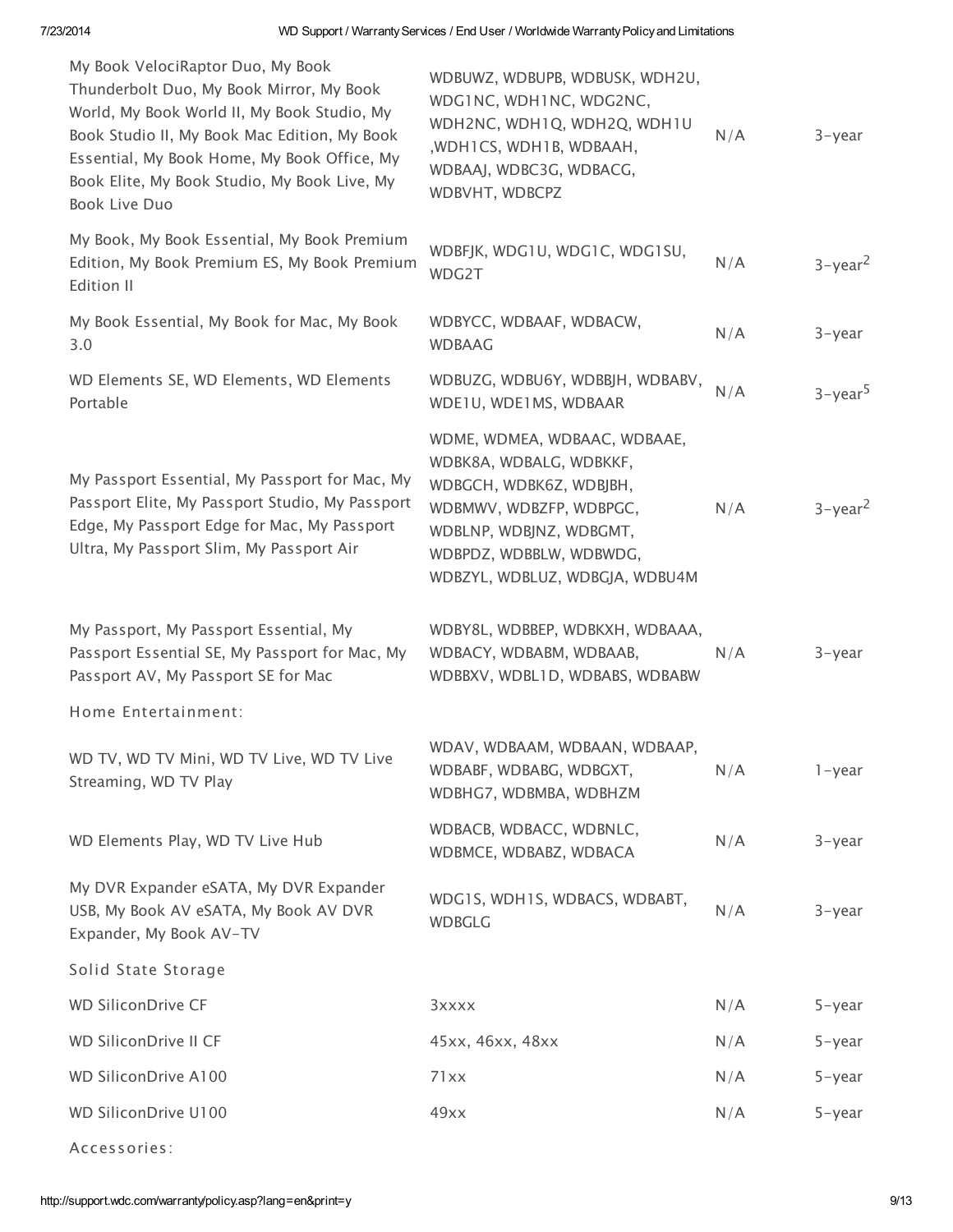| | | | |
|---|---|---|---|
| My Book VelociRaptor Duo, My Book Thunderbolt Duo, My Book Mirror, My Book World, My Book World II, My Book Studio, My Book Studio II, My Book Mac Edition, My Book Essential, My Book Home, My Book Office, My Book Elite, My Book Studio, My Book Live, My Book Live Duo | WDBUWZ, WDBUPB, WDBUSK, WDH2U, WDG1NC, WDH1NC, WDG2NC, WDH2NC, WDH1Q, WDH2Q, WDH1U ,WDH1CS, WDH1B, WDBAAH, WDBAAJ, WDBC3G, WDBACG, WDBVHT, WDBCPZ | N/A | 3-year |
| My Book, My Book Essential, My Book Premium Edition, My Book Premium ES, My Book Premium Edition II | WDBFJK, WDG1U, WDG1C, WDG1SU, WDG2T | N/A | 3-year[2] |
| My Book Essential, My Book for Mac, My Book 3.0 | WDBYCC, WDBAAF, WDBACW, WDBAAG | N/A | 3-year |
| WD Elements SE, WD Elements, WD Elements Portable | WDBUZG, WDBU6Y, WDBBJH, WDBABV, WDE1U, WDE1MS, WDBAAR | N/A | 3-year[5] |
| My Passport Essential, My Passport for Mac, My Passport Elite, My Passport Studio, My Passport Edge, My Passport Edge for Mac, My Passport Ultra, My Passport Slim, My Passport Air | WDME, WDMEA, WDBAAC, WDBAAE, WDBK8A, WDBALG, WDBKKF, WDBGCH, WDBK6Z, WDBJBH, WDBMWV, WDBZFP, WDBPGC, WDBLNP, WDBJNZ, WDBGMT, WDBPDZ, WDBBLW, WDBWDG, WDBZYL, WDBLUZ, WDBGJA, WDBU4M | N/A | 3-year[2] |
| My Passport, My Passport Essential, My Passport Essential SE, My Passport for Mac, My Passport AV, My Passport SE for Mac | WDBY8L, WDBBEP, WDBKXH, WDBAAA, WDBACY, WDBABM, WDBAAB, WDBBXV, WDBL1D, WDBABS, WDBABW | N/A | 3-year |
| Home Entertainment: | | | |
| WD TV, WD TV Mini, WD TV Live, WD TV Live Streaming, WD TV Play | WDAV, WDBAAM, WDBAAN, WDBAAP, WDBABF, WDBABG, WDBGXT, WDBHG7, WDBMBA, WDBHZM | N/A | 1-year |
| WD Elements Play, WD TV Live Hub | WDBACB, WDBACC, WDBNLC, WDBMCE, WDBABZ, WDBACA | N/A | 3-year |
| My DVR Expander eSATA, My DVR Expander USB, My Book AV eSATA, My Book AV DVR Expander, My Book AV-TV | WDG1S, WDH1S, WDBACS, WDBABT, WDBGLG | N/A | 3-year |
| Solid State Storage | | | |
| WD SiliconDrive CF | 3xxxx | N/A | 5-year |
| WD SiliconDrive II CF | 45xx, 46xx, 48xx | N/A | 5-year |
| WD SiliconDrive A100 | 71xx | N/A | 5-year |
| WD SiliconDrive U100 | 49xx | N/A | 5-year |
| Accessories: | | | |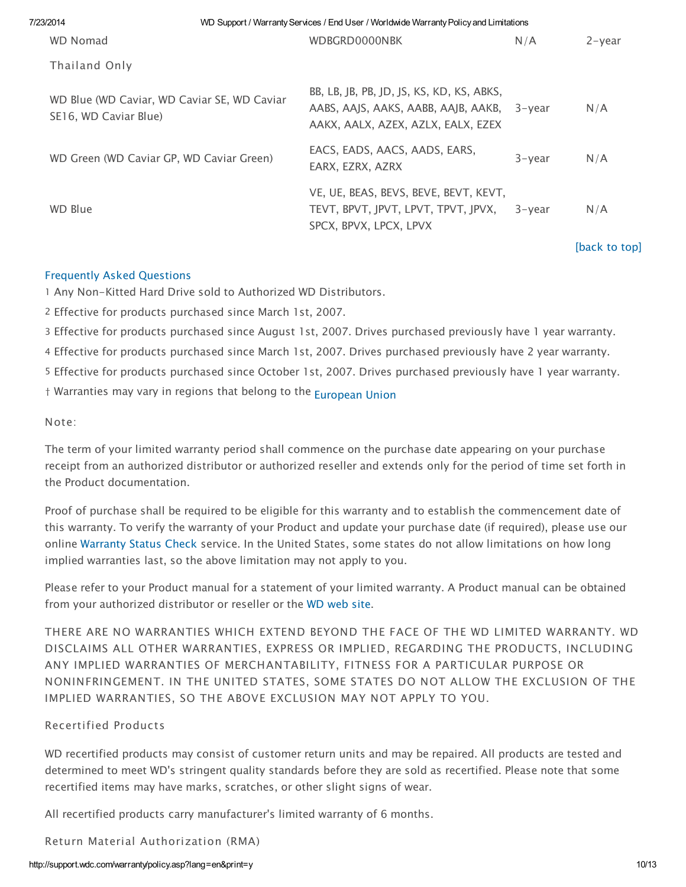| | | | |
|---|---|---|---|
| WD Nomad | WDBGRD0000NBK | N/A | 2-year |
| Thailand Only | | | |
| WD Blue (WD Caviar, WD Caviar SE, WD Caviar SE16, WD Caviar Blue) | BB, LB, JB, PB, JD, JS, KS, KD, KS, ABKS, AABS, AAJS, AAKS, AABB, AAJB, AAKB, AAKX, AALX, AZEX, AZLX, EALX, EZEX | 3-year | N/A |
| WD Green (WD Caviar GP, WD Caviar Green) | EACS, EADS, AACS, AADS, EARS, EARX, EZRX, AZRX | 3-year | N/A |
| WD Blue | VE, UE, BEAS, BEVS, BEVE, BEVT, KEVT, TEVT, BPVT, JPVT, LPVT, TPVT, JPVX, SPCX, BPVX, LPCX, LPVX | 3-year | N/A |

[back to top]

Frequently Asked Questions

1 Any Non-Kitted Hard Drive sold to Authorized WD Distributors.

2 Effective for products purchased since March 1st, 2007.

3 Effective for products purchased since August 1st, 2007. Drives purchased previously have 1 year warranty.

4 Effective for products purchased since March 1st, 2007. Drives purchased previously have 2 year warranty.

5 Effective for products purchased since October 1st, 2007. Drives purchased previously have 1 year warranty.

† Warranties may vary in regions that belong to the European Union

Note:

The term of your limited warranty period shall commence on the purchase date appearing on your purchase receipt from an authorized distributor or authorized reseller and extends only for the period of time set forth in the Product documentation.

Proof of purchase shall be required to be eligible for this warranty and to establish the commencement date of this warranty. To verify the warranty of your Product and update your purchase date (if required), please use our online Warranty Status Check service. In the United States, some states do not allow limitations on how long implied warranties last, so the above limitation may not apply to you.

Please refer to your Product manual for a statement of your limited warranty. A Product manual can be obtained from your authorized distributor or reseller or the WD web site.

THERE ARE NO WARRANTIES WHICH EXTEND BEYOND THE FACE OF THE WD LIMITED WARRANTY. WD DISCLAIMS ALL OTHER WARRANTIES, EXPRESS OR IMPLIED, REGARDING THE PRODUCTS, INCLUDING ANY IMPLIED WARRANTIES OF MERCHANTABILITY, FITNESS FOR A PARTICULAR PURPOSE OR NONINFRINGEMENT. IN THE UNITED STATES, SOME STATES DO NOT ALLOW THE EXCLUSION OF THE IMPLIED WARRANTIES, SO THE ABOVE EXCLUSION MAY NOT APPLY TO YOU.

### Recertified Products

WD recertified products may consist of customer return units and may be repaired. All products are tested and determined to meet WD's stringent quality standards before they are sold as recertified. Please note that some recertified items may have marks, scratches, or other slight signs of wear.

All recertified products carry manufacturer's limited warranty of 6 months.

### Return Material Authorization (RMA)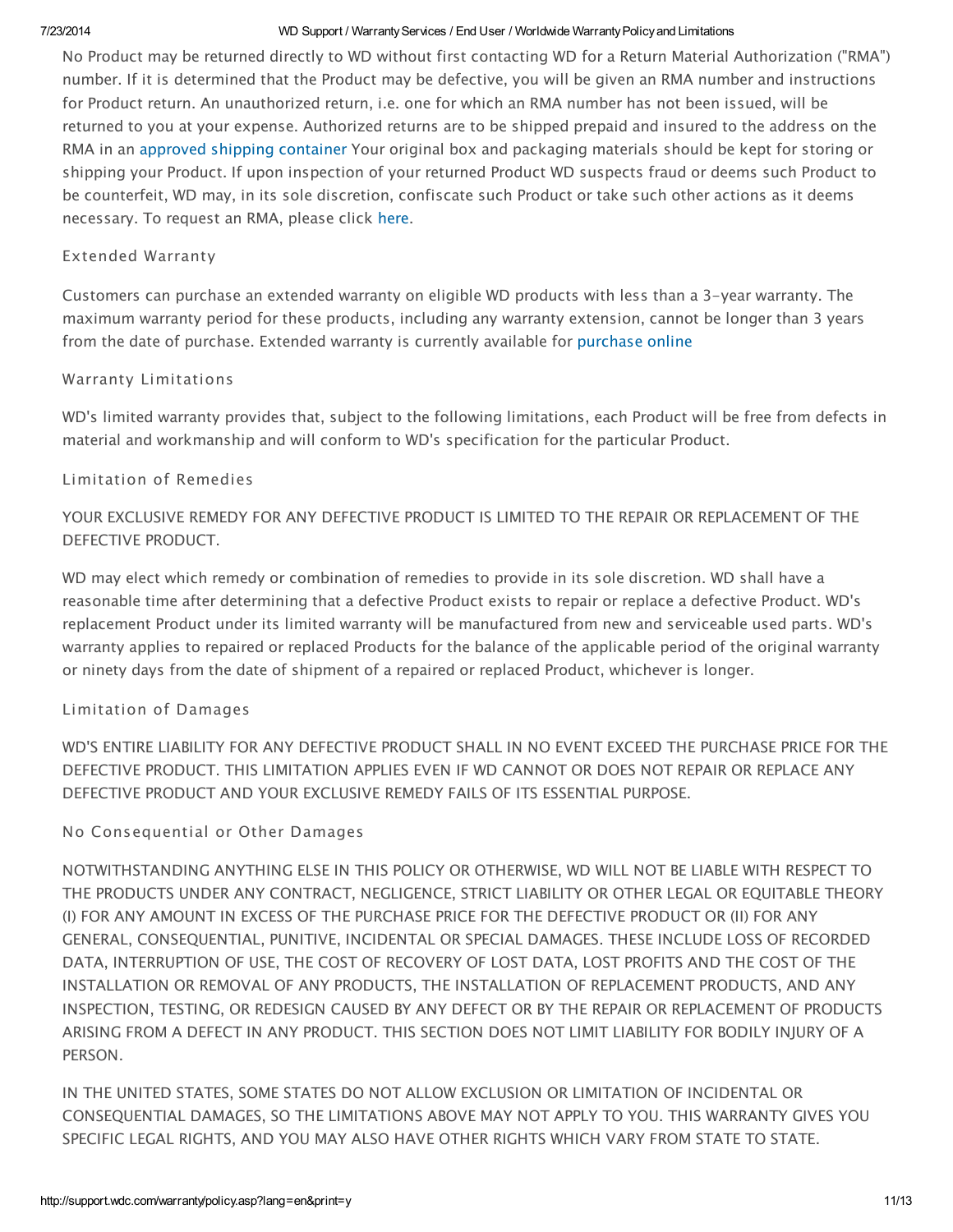No Product may be returned directly to WD without first contacting WD for a Return Material Authorization ("RMA") number. If it is determined that the Product may be defective, you will be given an RMA number and instructions for Product return. An unauthorized return, i.e. one for which an RMA number has not been issued, will be returned to you at your expense. Authorized returns are to be shipped prepaid and insured to the address on the RMA in an approved shipping container Your original box and packaging materials should be kept for storing or shipping your Product. If upon inspection of your returned Product WD suspects fraud or deems such Product to be counterfeit, WD may, in its sole discretion, confiscate such Product or take such other actions as it deems necessary. To request an RMA, please click here.

### Extended Warranty

Customers can purchase an extended warranty on eligible WD products with less than a 3-year warranty. The maximum warranty period for these products, including any warranty extension, cannot be longer than 3 years from the date of purchase. Extended warranty is currently available for purchase online

### Warranty Limitations

WD's limited warranty provides that, subject to the following limitations, each Product will be free from defects in material and workmanship and will conform to WD's specification for the particular Product.

### Limitation of Remedies

YOUR EXCLUSIVE REMEDY FOR ANY DEFECTIVE PRODUCT IS LIMITED TO THE REPAIR OR REPLACEMENT OF THE DEFECTIVE PRODUCT.

WD may elect which remedy or combination of remedies to provide in its sole discretion. WD shall have a reasonable time after determining that a defective Product exists to repair or replace a defective Product. WD's replacement Product under its limited warranty will be manufactured from new and serviceable used parts. WD's warranty applies to repaired or replaced Products for the balance of the applicable period of the original warranty or ninety days from the date of shipment of a repaired or replaced Product, whichever is longer.

### Limitation of Damages

WD'S ENTIRE LIABILITY FOR ANY DEFECTIVE PRODUCT SHALL IN NO EVENT EXCEED THE PURCHASE PRICE FOR THE DEFECTIVE PRODUCT. THIS LIMITATION APPLIES EVEN IF WD CANNOT OR DOES NOT REPAIR OR REPLACE ANY DEFECTIVE PRODUCT AND YOUR EXCLUSIVE REMEDY FAILS OF ITS ESSENTIAL PURPOSE.

### No Consequential or Other Damages

NOTWITHSTANDING ANYTHING ELSE IN THIS POLICY OR OTHERWISE, WD WILL NOT BE LIABLE WITH RESPECT TO THE PRODUCTS UNDER ANY CONTRACT, NEGLIGENCE, STRICT LIABILITY OR OTHER LEGAL OR EQUITABLE THEORY (I) FOR ANY AMOUNT IN EXCESS OF THE PURCHASE PRICE FOR THE DEFECTIVE PRODUCT OR (II) FOR ANY GENERAL, CONSEQUENTIAL, PUNITIVE, INCIDENTAL OR SPECIAL DAMAGES. THESE INCLUDE LOSS OF RECORDED DATA, INTERRUPTION OF USE, THE COST OF RECOVERY OF LOST DATA, LOST PROFITS AND THE COST OF THE INSTALLATION OR REMOVAL OF ANY PRODUCTS, THE INSTALLATION OF REPLACEMENT PRODUCTS, AND ANY INSPECTION, TESTING, OR REDESIGN CAUSED BY ANY DEFECT OR BY THE REPAIR OR REPLACEMENT OF PRODUCTS ARISING FROM A DEFECT IN ANY PRODUCT. THIS SECTION DOES NOT LIMIT LIABILITY FOR BODILY INJURY OF A PERSON.

IN THE UNITED STATES, SOME STATES DO NOT ALLOW EXCLUSION OR LIMITATION OF INCIDENTAL OR CONSEQUENTIAL DAMAGES, SO THE LIMITATIONS ABOVE MAY NOT APPLY TO YOU. THIS WARRANTY GIVES YOU SPECIFIC LEGAL RIGHTS, AND YOU MAY ALSO HAVE OTHER RIGHTS WHICH VARY FROM STATE TO STATE.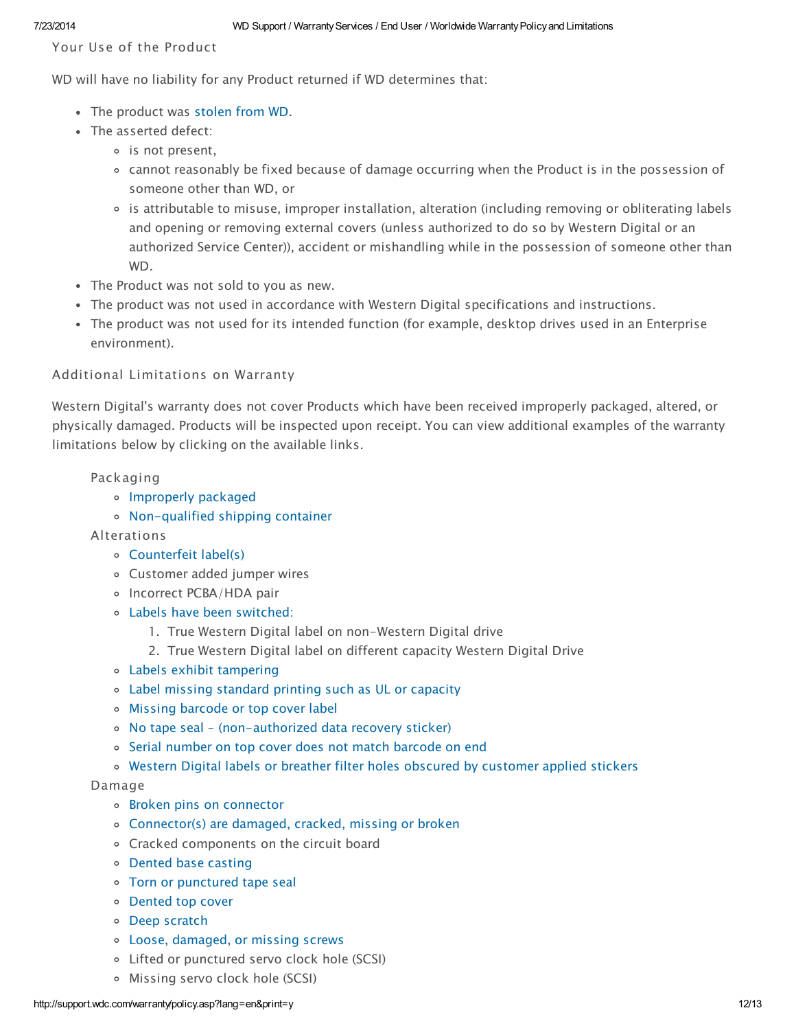### Your Use of the Product

WD will have no liability for any Product returned if WD determines that:

- The product was stolen from WD.
- The asserted defect:
  - is not present,
  - cannot reasonably be fixed because of damage occurring when the Product is in the possession of someone other than WD, or
  - is attributable to misuse, improper installation, alteration (including removing or obliterating labels and opening or removing external covers (unless authorized to do so by Western Digital or an authorized Service Center)), accident or mishandling while in the possession of someone other than WD.
- The Product was not sold to you as new.
- The product was not used in accordance with Western Digital specifications and instructions.
- The product was not used for its intended function (for example, desktop drives used in an Enterprise environment).

### Additional Limitations on Warranty

Western Digital's warranty does not cover Products which have been received improperly packaged, altered, or physically damaged. Products will be inspected upon receipt. You can view additional examples of the warranty limitations below by clicking on the available links.

Packaging

- Improperly packaged
- Non-qualified shipping container

Alterations

- Counterfeit label(s)
- Customer added jumper wires
- Incorrect PCBA/HDA pair
- Labels have been switched:
  1. True Western Digital label on non-Western Digital drive
  2. True Western Digital label on different capacity Western Digital Drive
- Labels exhibit tampering
- Label missing standard printing such as UL or capacity
- Missing barcode or top cover label
- No tape seal - (non-authorized data recovery sticker)
- Serial number on top cover does not match barcode on end
- Western Digital labels or breather filter holes obscured by customer applied stickers

Damage

- Broken pins on connector
- Connector(s) are damaged, cracked, missing or broken
- Cracked components on the circuit board
- Dented base casting
- Torn or punctured tape seal
- Dented top cover
- Deep scratch
- Loose, damaged, or missing screws
- Lifted or punctured servo clock hole (SCSI)
- Missing servo clock hole (SCSI)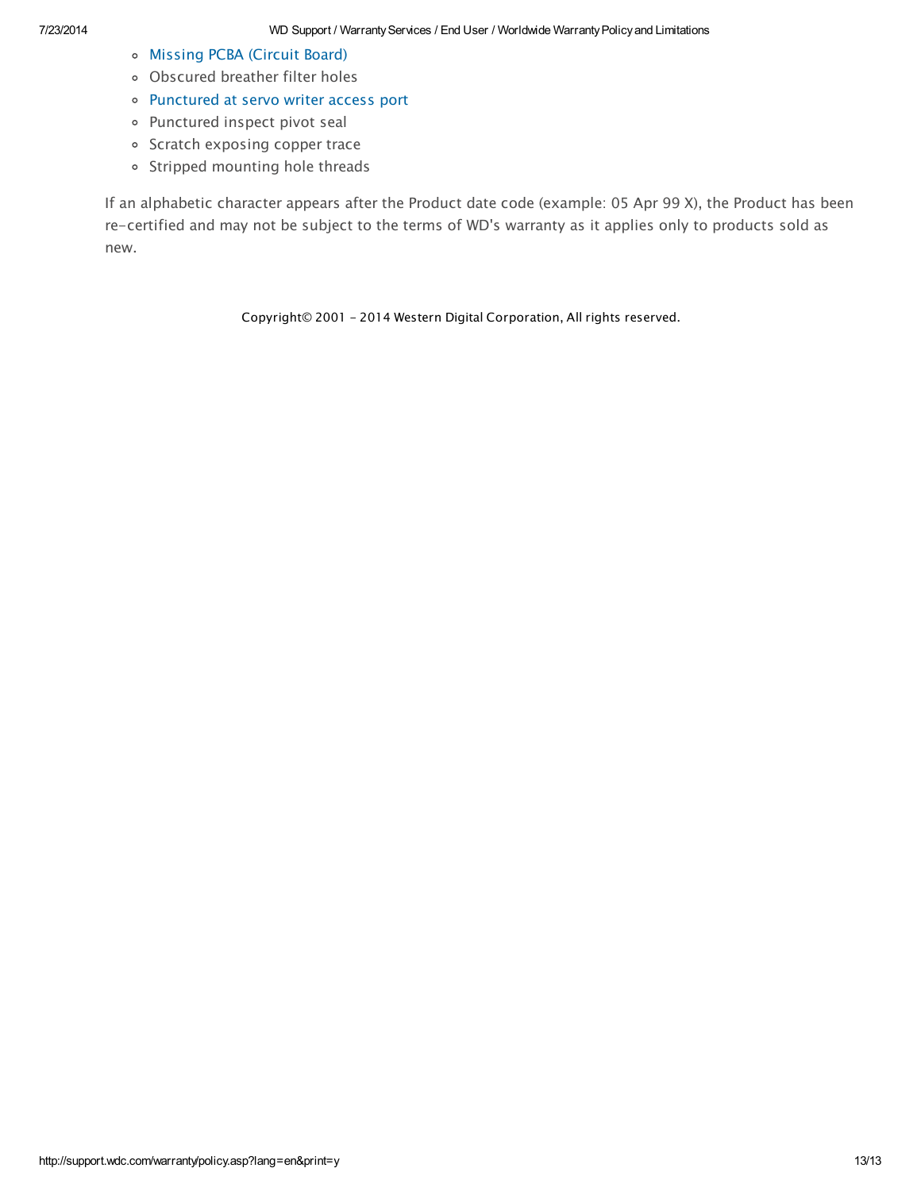- Missing PCBA (Circuit Board)
- Obscured breather filter holes
- Punctured at servo writer access port
- Punctured inspect pivot seal
- Scratch exposing copper trace
- Stripped mounting hole threads

If an alphabetic character appears after the Product date code (example: 05 Apr 99 X), the Product has been re-certified and may not be subject to the terms of WD's warranty as it applies only to products sold as new.

Copyright© 2001 - 2014 Western Digital Corporation, All rights reserved.